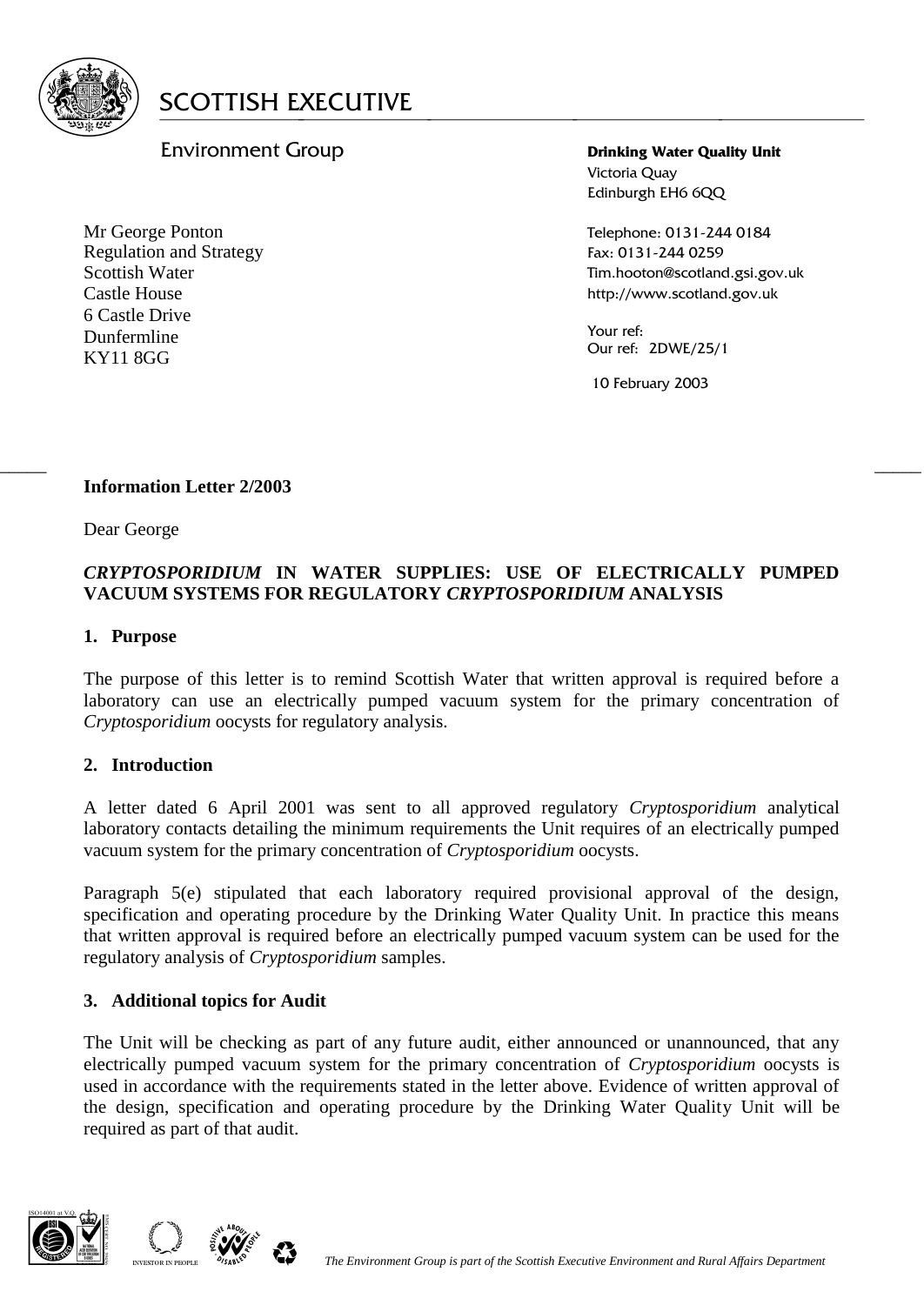# SCOTTISH EXECUTIVE

Environment Group

**Drinking Water Quality Unit**
Victoria Quay
Edinburgh EH6 6QQ

Telephone: 0131-244 0184
Fax: 0131-244 0259
Tim.hooton@scotland.gsi.gov.uk
http://www.scotland.gov.uk

Your ref:
Our ref: 2DWE/25/1

10 February 2003

Mr George Ponton
Regulation and Strategy
Scottish Water
Castle House
6 Castle Drive
Dunfermline
KY11 8GG

**Information Letter 2/2003**

Dear George

***CRYPTOSPORIDIUM* IN WATER SUPPLIES: USE OF ELECTRICALLY PUMPED VACUUM SYSTEMS FOR REGULATORY *CRYPTOSPORIDIUM* ANALYSIS**

**1. Purpose**

The purpose of this letter is to remind Scottish Water that written approval is required before a laboratory can use an electrically pumped vacuum system for the primary concentration of *Cryptosporidium* oocysts for regulatory analysis.

**2. Introduction**

A letter dated 6 April 2001 was sent to all approved regulatory *Cryptosporidium* analytical laboratory contacts detailing the minimum requirements the Unit requires of an electrically pumped vacuum system for the primary concentration of *Cryptosporidium* oocysts.

Paragraph 5(e) stipulated that each laboratory required provisional approval of the design, specification and operating procedure by the Drinking Water Quality Unit. In practice this means that written approval is required before an electrically pumped vacuum system can be used for the regulatory analysis of *Cryptosporidium* samples.

**3. Additional topics for Audit**

The Unit will be checking as part of any future audit, either announced or unannounced, that any electrically pumped vacuum system for the primary concentration of *Cryptosporidium* oocysts is used in accordance with the requirements stated in the letter above. Evidence of written approval of the design, specification and operating procedure by the Drinking Water Quality Unit will be required as part of that audit.

*The Environment Group is part of the Scottish Executive Environment and Rural Affairs Department*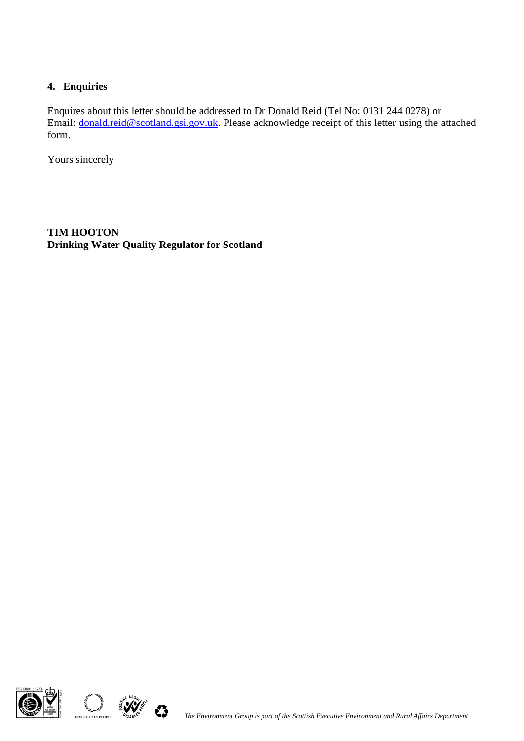## 4. Enquiries

Enquires about this letter should be addressed to Dr Donald Reid (Tel No: 0131 244 0278) or Email: donald.reid@scotland.gsi.gov.uk. Please acknowledge receipt of this letter using the attached form.

Yours sincerely

**TIM HOOTON**
**Drinking Water Quality Regulator for Scotland**

*The Environment Group is part of the Scottish Executive Environment and Rural Affairs Department*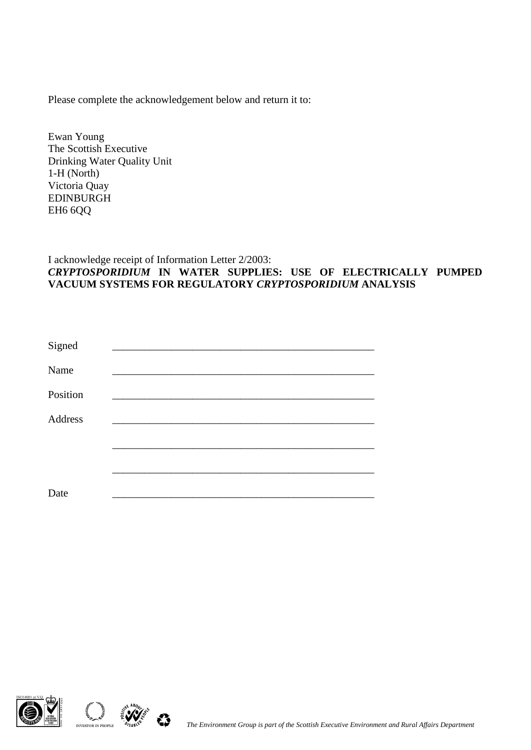Please complete the acknowledgement below and return it to:

Ewan Young
The Scottish Executive
Drinking Water Quality Unit
1-H (North)
Victoria Quay
EDINBURGH
EH6 6QQ

I acknowledge receipt of Information Letter 2/2003:
***CRYPTOSPORIDIUM* IN WATER SUPPLIES: USE OF ELECTRICALLY PUMPED VACUUM SYSTEMS FOR REGULATORY *CRYPTOSPORIDIUM* ANALYSIS**

Signed ___________________________________________________

Name ___________________________________________________

Position ___________________________________________________

Address ___________________________________________________

___________________________________________________

___________________________________________________

Date ___________________________________________________

*The Environment Group is part of the Scottish Executive Environment and Rural Affairs Department*